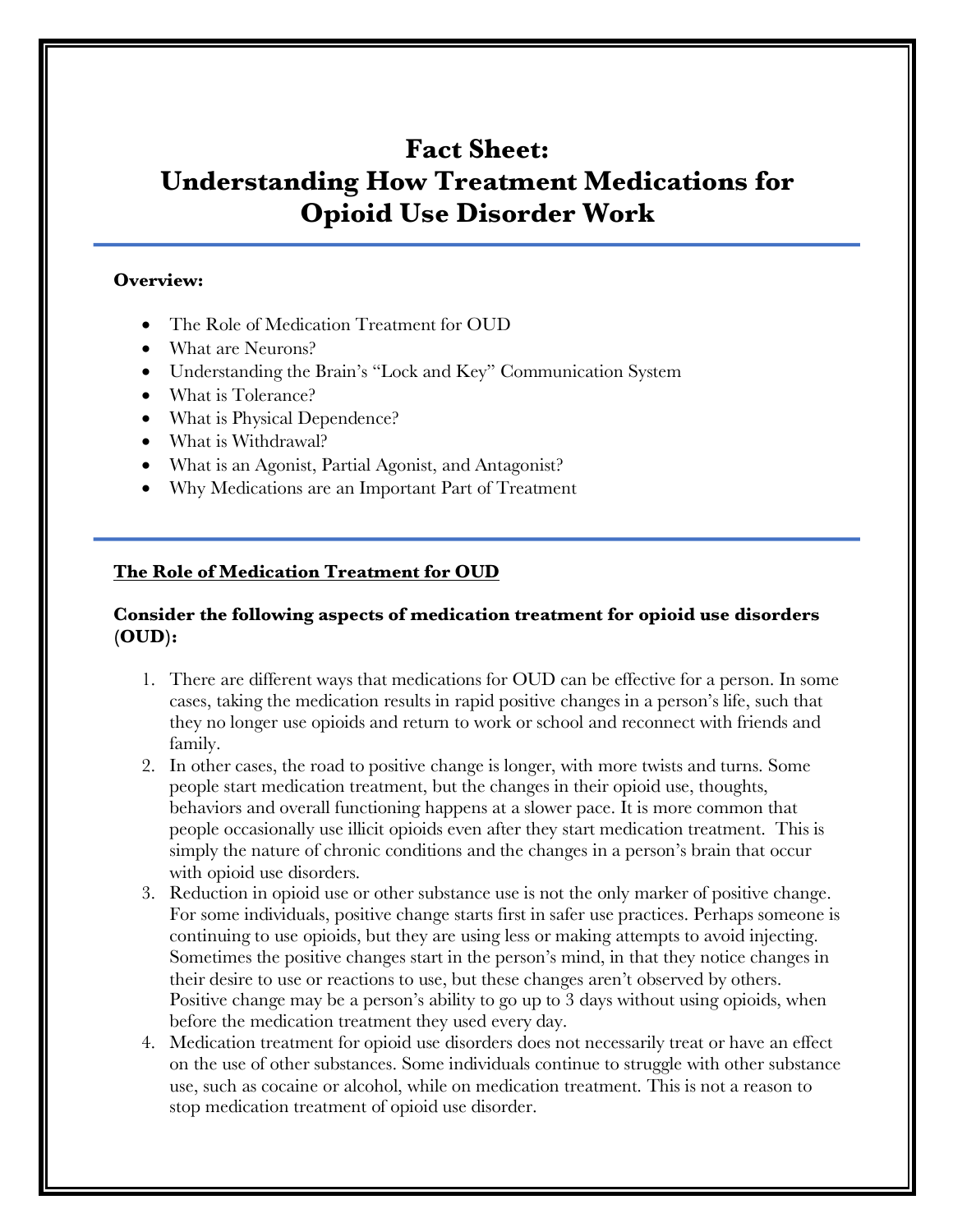# Fact Sheet: Understanding How Treatment Medications for Opioid Use Disorder Work

**Overview:**

- The Role of Medication Treatment for OUD
- What are Neurons?
- Understanding the Brain's "Lock and Key" Communication System
- What is Tolerance?
- What is Physical Dependence?
- What is Withdrawal?
- What is an Agonist, Partial Agonist, and Antagonist?
- Why Medications are an Important Part of Treatment

## The Role of Medication Treatment for OUD

**Consider the following aspects of medication treatment for opioid use disorders (OUD):**

1. There are different ways that medications for OUD can be effective for a person. In some cases, taking the medication results in rapid positive changes in a person's life, such that they no longer use opioids and return to work or school and reconnect with friends and family.
2. In other cases, the road to positive change is longer, with more twists and turns. Some people start medication treatment, but the changes in their opioid use, thoughts, behaviors and overall functioning happens at a slower pace. It is more common that people occasionally use illicit opioids even after they start medication treatment. This is simply the nature of chronic conditions and the changes in a person's brain that occur with opioid use disorders.
3. Reduction in opioid use or other substance use is not the only marker of positive change. For some individuals, positive change starts first in safer use practices. Perhaps someone is continuing to use opioids, but they are using less or making attempts to avoid injecting. Sometimes the positive changes start in the person's mind, in that they notice changes in their desire to use or reactions to use, but these changes aren't observed by others. Positive change may be a person's ability to go up to 3 days without using opioids, when before the medication treatment they used every day.
4. Medication treatment for opioid use disorders does not necessarily treat or have an effect on the use of other substances. Some individuals continue to struggle with other substance use, such as cocaine or alcohol, while on medication treatment. This is not a reason to stop medication treatment of opioid use disorder.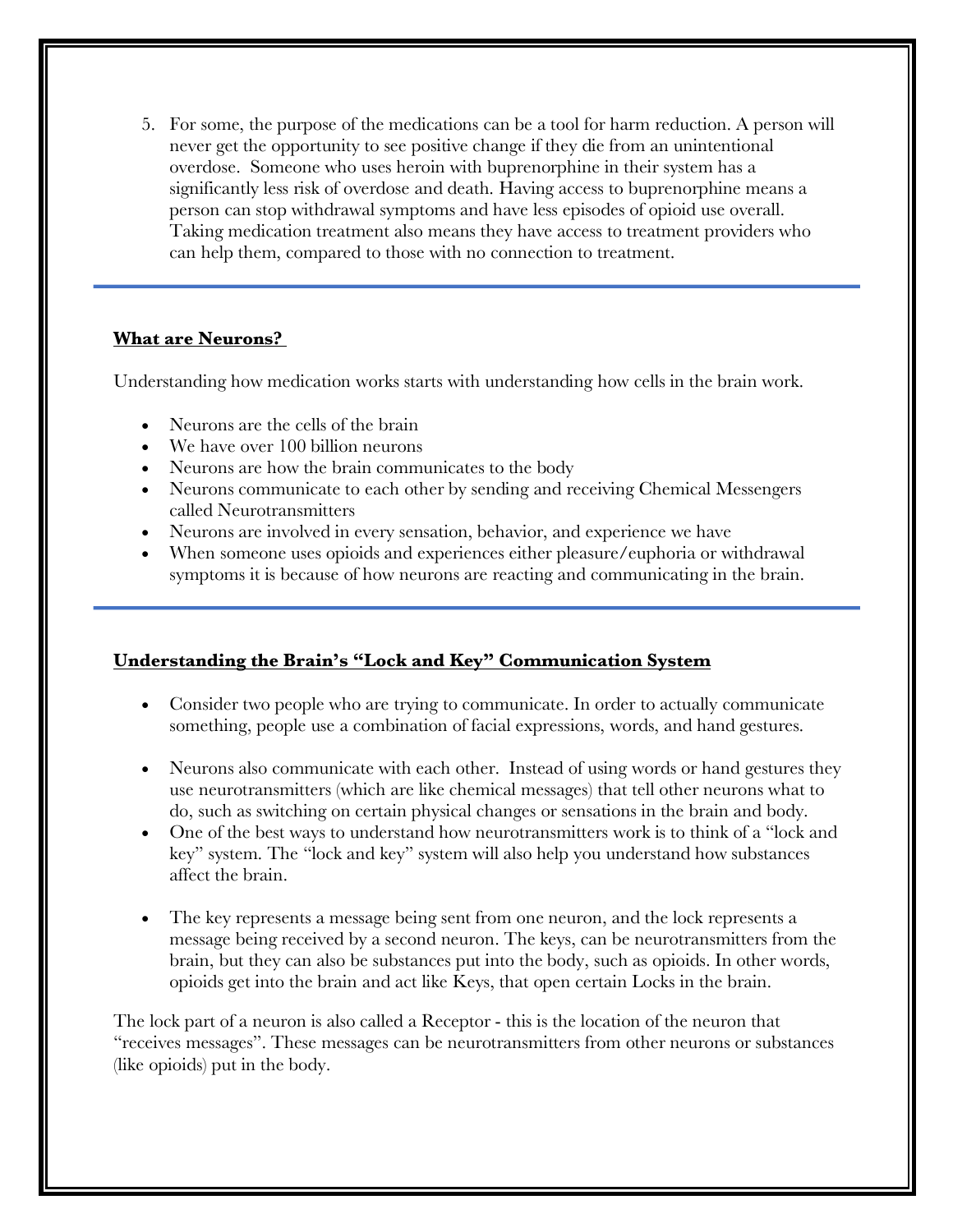5. For some, the purpose of the medications can be a tool for harm reduction. A person will never get the opportunity to see positive change if they die from an unintentional overdose. Someone who uses heroin with buprenorphine in their system has a significantly less risk of overdose and death. Having access to buprenorphine means a person can stop withdrawal symptoms and have less episodes of opioid use overall. Taking medication treatment also means they have access to treatment providers who can help them, compared to those with no connection to treatment.

---

## What are Neurons?

Understanding how medication works starts with understanding how cells in the brain work.

- Neurons are the cells of the brain
- We have over 100 billion neurons
- Neurons are how the brain communicates to the body
- Neurons communicate to each other by sending and receiving Chemical Messengers called Neurotransmitters
- Neurons are involved in every sensation, behavior, and experience we have
- When someone uses opioids and experiences either pleasure/euphoria or withdrawal symptoms it is because of how neurons are reacting and communicating in the brain.

---

## Understanding the Brain's "Lock and Key" Communication System

- Consider two people who are trying to communicate. In order to actually communicate something, people use a combination of facial expressions, words, and hand gestures.

- Neurons also communicate with each other. Instead of using words or hand gestures they use neurotransmitters (which are like chemical messages) that tell other neurons what to do, such as switching on certain physical changes or sensations in the brain and body.
- One of the best ways to understand how neurotransmitters work is to think of a "lock and key" system. The "lock and key" system will also help you understand how substances affect the brain.

- The key represents a message being sent from one neuron, and the lock represents a message being received by a second neuron. The keys, can be neurotransmitters from the brain, but they can also be substances put into the body, such as opioids. In other words, opioids get into the brain and act like Keys, that open certain Locks in the brain.

The lock part of a neuron is also called a Receptor - this is the location of the neuron that "receives messages". These messages can be neurotransmitters from other neurons or substances (like opioids) put in the body.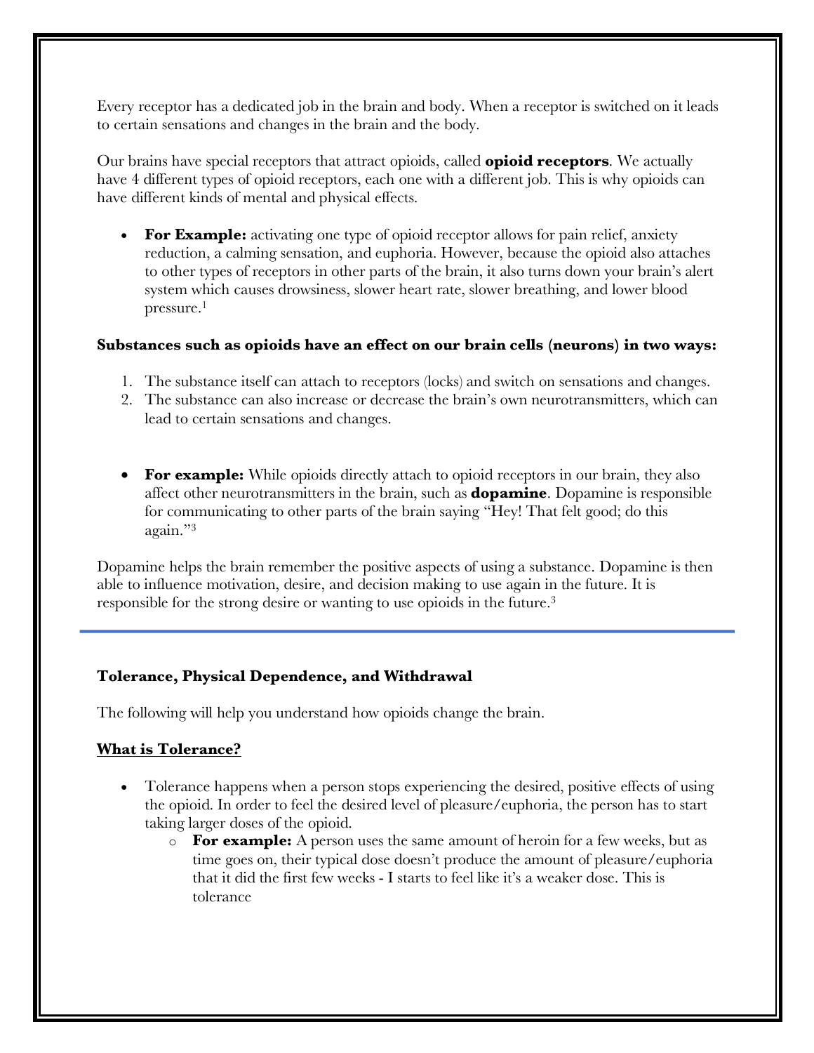Every receptor has a dedicated job in the brain and body. When a receptor is switched on it leads to certain sensations and changes in the brain and the body.

Our brains have special receptors that attract opioids, called **opioid receptors**. We actually have 4 different types of opioid receptors, each one with a different job. This is why opioids can have different kinds of mental and physical effects.

- **For Example:** activating one type of opioid receptor allows for pain relief, anxiety reduction, a calming sensation, and euphoria. However, because the opioid also attaches to other types of receptors in other parts of the brain, it also turns down your brain's alert system which causes drowsiness, slower heart rate, slower breathing, and lower blood pressure.[1]

**Substances such as opioids have an effect on our brain cells (neurons) in two ways:**

1. The substance itself can attach to receptors (locks) and switch on sensations and changes.
2. The substance can also increase or decrease the brain's own neurotransmitters, which can lead to certain sensations and changes.

- **For example:** While opioids directly attach to opioid receptors in our brain, they also affect other neurotransmitters in the brain, such as **dopamine**. Dopamine is responsible for communicating to other parts of the brain saying "Hey! That felt good; do this again."[3]

Dopamine helps the brain remember the positive aspects of using a substance. Dopamine is then able to influence motivation, desire, and decision making to use again in the future. It is responsible for the strong desire or wanting to use opioids in the future.[3]

---

### Tolerance, Physical Dependence, and Withdrawal

The following will help you understand how opioids change the brain.

#### **What is Tolerance?**

- Tolerance happens when a person stops experiencing the desired, positive effects of using the opioid. In order to feel the desired level of pleasure/euphoria, the person has to start taking larger doses of the opioid.
  - **For example:** A person uses the same amount of heroin for a few weeks, but as time goes on, their typical dose doesn't produce the amount of pleasure/euphoria that it did the first few weeks - I starts to feel like it's a weaker dose. This is tolerance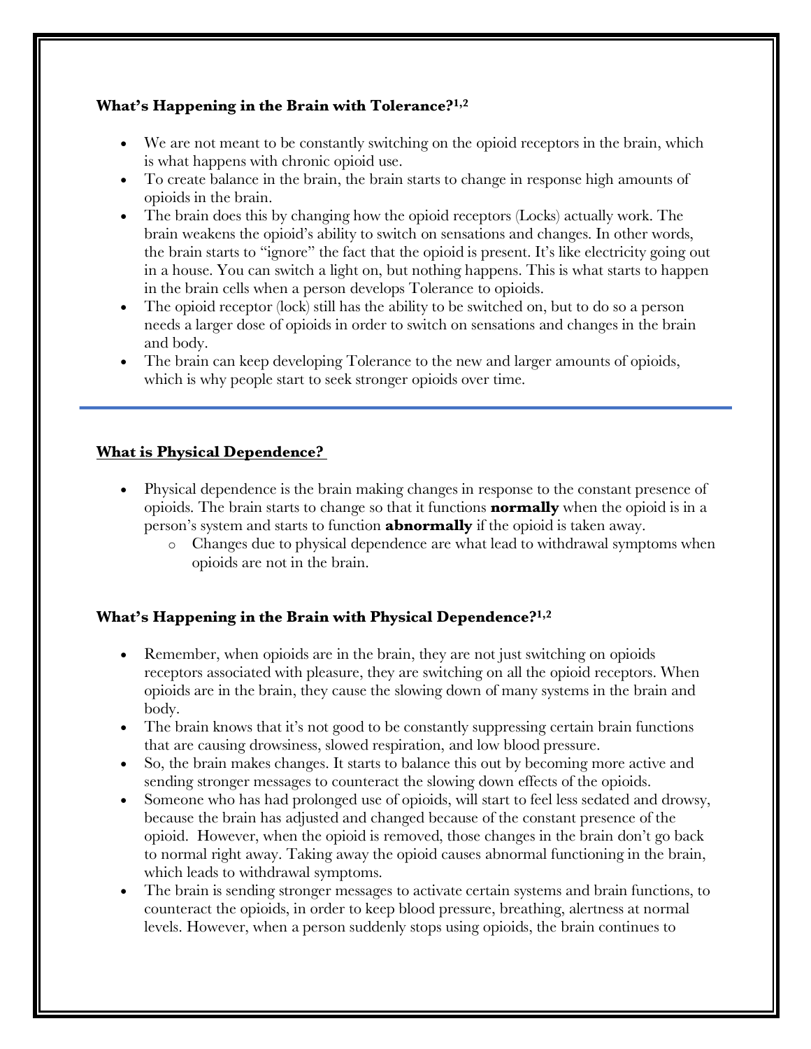### **What's Happening in the Brain with Tolerance?[1,2]**

- We are not meant to be constantly switching on the opioid receptors in the brain, which is what happens with chronic opioid use.
- To create balance in the brain, the brain starts to change in response high amounts of opioids in the brain.
- The brain does this by changing how the opioid receptors (Locks) actually work. The brain weakens the opioid's ability to switch on sensations and changes. In other words, the brain starts to "ignore" the fact that the opioid is present. It's like electricity going out in a house. You can switch a light on, but nothing happens. This is what starts to happen in the brain cells when a person develops Tolerance to opioids.
- The opioid receptor (lock) still has the ability to be switched on, but to do so a person needs a larger dose of opioids in order to switch on sensations and changes in the brain and body.
- The brain can keep developing Tolerance to the new and larger amounts of opioids, which is why people start to seek stronger opioids over time.

---

### **<u>What is Physical Dependence?</u>**

- Physical dependence is the brain making changes in response to the constant presence of opioids. The brain starts to change so that it functions **normally** when the opioid is in a person's system and starts to function **abnormally** if the opioid is taken away.
  - Changes due to physical dependence are what lead to withdrawal symptoms when opioids are not in the brain.

### **What's Happening in the Brain with Physical Dependence?[1,2]**

- Remember, when opioids are in the brain, they are not just switching on opioids receptors associated with pleasure, they are switching on all the opioid receptors. When opioids are in the brain, they cause the slowing down of many systems in the brain and body.
- The brain knows that it's not good to be constantly suppressing certain brain functions that are causing drowsiness, slowed respiration, and low blood pressure.
- So, the brain makes changes. It starts to balance this out by becoming more active and sending stronger messages to counteract the slowing down effects of the opioids.
- Someone who has had prolonged use of opioids, will start to feel less sedated and drowsy, because the brain has adjusted and changed because of the constant presence of the opioid. However, when the opioid is removed, those changes in the brain don't go back to normal right away. Taking away the opioid causes abnormal functioning in the brain, which leads to withdrawal symptoms.
- The brain is sending stronger messages to activate certain systems and brain functions, to counteract the opioids, in order to keep blood pressure, breathing, alertness at normal levels. However, when a person suddenly stops using opioids, the brain continues to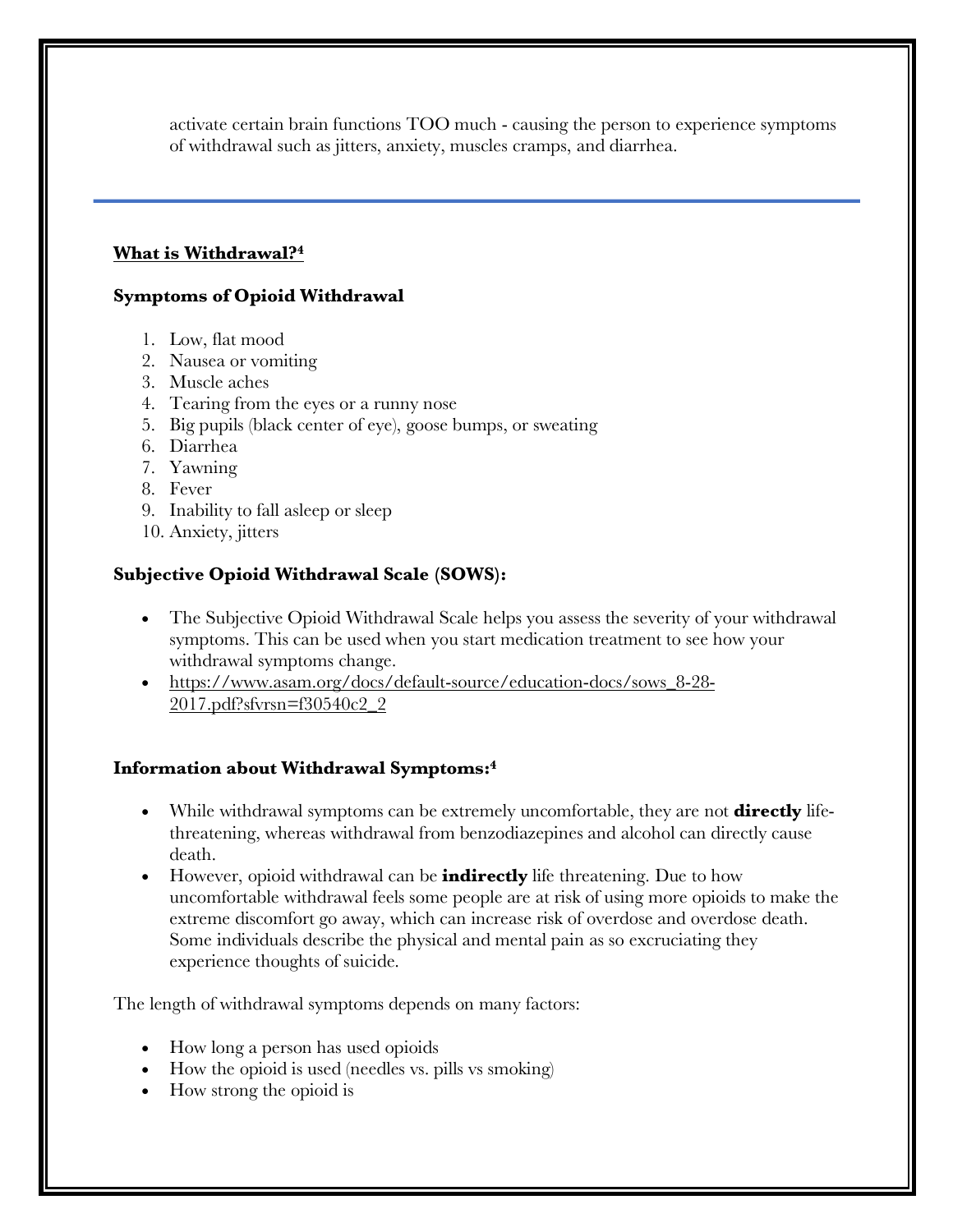activate certain brain functions TOO much - causing the person to experience symptoms of withdrawal such as jitters, anxiety, muscles cramps, and diarrhea.

---

## What is Withdrawal?[4]

### Symptoms of Opioid Withdrawal

1. Low, flat mood
2. Nausea or vomiting
3. Muscle aches
4. Tearing from the eyes or a runny nose
5. Big pupils (black center of eye), goose bumps, or sweating
6. Diarrhea
7. Yawning
8. Fever
9. Inability to fall asleep or sleep
10. Anxiety, jitters

### Subjective Opioid Withdrawal Scale (SOWS):

- The Subjective Opioid Withdrawal Scale helps you assess the severity of your withdrawal symptoms. This can be used when you start medication treatment to see how your withdrawal symptoms change.
- https://www.asam.org/docs/default-source/education-docs/sows_8-28-2017.pdf?sfvrsn=f30540c2_2

### Information about Withdrawal Symptoms:[4]

- While withdrawal symptoms can be extremely uncomfortable, they are not **directly** life-threatening, whereas withdrawal from benzodiazepines and alcohol can directly cause death.
- However, opioid withdrawal can be **indirectly** life threatening. Due to how uncomfortable withdrawal feels some people are at risk of using more opioids to make the extreme discomfort go away, which can increase risk of overdose and overdose death. Some individuals describe the physical and mental pain as so excruciating they experience thoughts of suicide.

The length of withdrawal symptoms depends on many factors:

- How long a person has used opioids
- How the opioid is used (needles vs. pills vs smoking)
- How strong the opioid is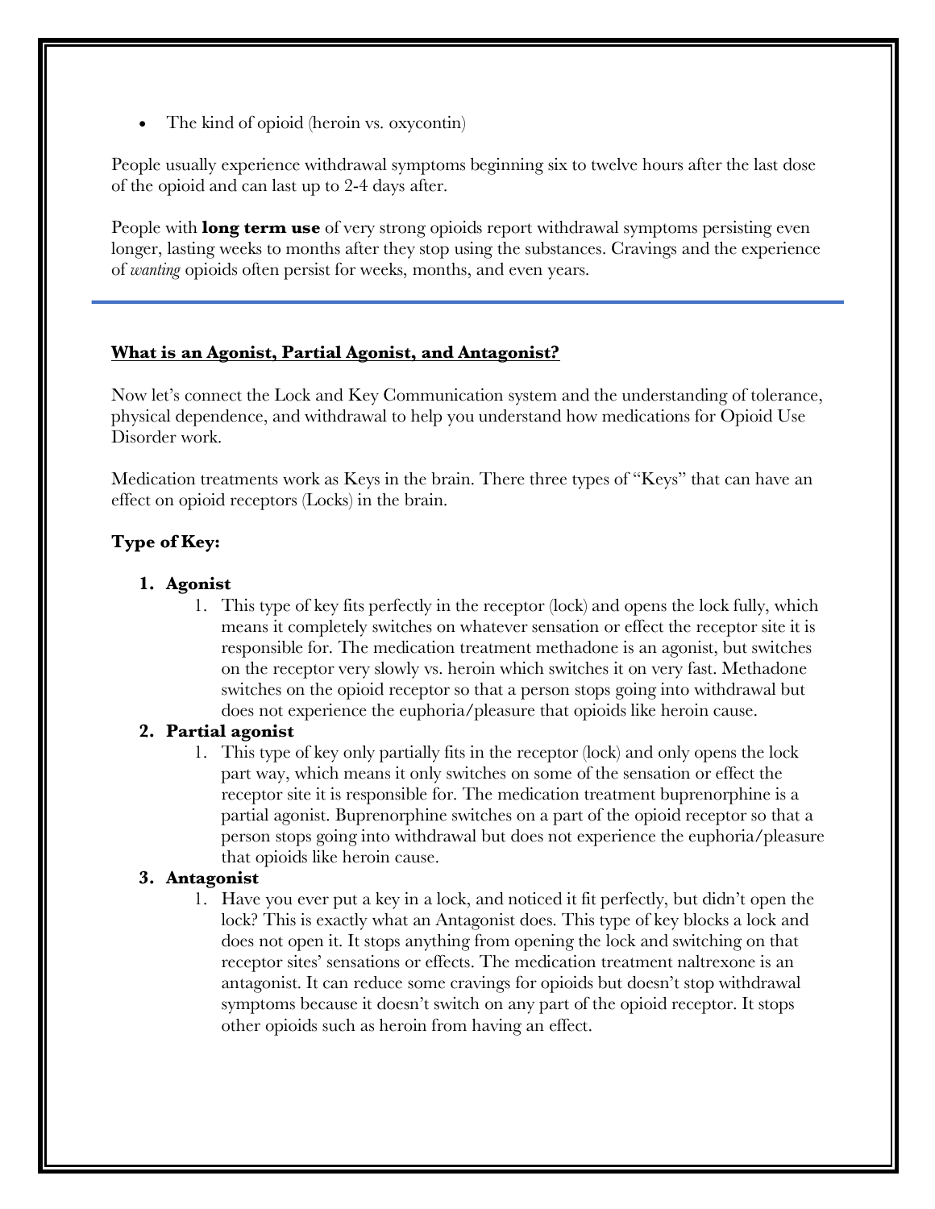- The kind of opioid (heroin vs. oxycontin)

People usually experience withdrawal symptoms beginning six to twelve hours after the last dose of the opioid and can last up to 2-4 days after.

People with **long term use** of very strong opioids report withdrawal symptoms persisting even longer, lasting weeks to months after they stop using the substances. Cravings and the experience of *wanting* opioids often persist for weeks, months, and even years.

---

## What is an Agonist, Partial Agonist, and Antagonist?

Now let's connect the Lock and Key Communication system and the understanding of tolerance, physical dependence, and withdrawal to help you understand how medications for Opioid Use Disorder work.

Medication treatments work as Keys in the brain. There three types of "Keys" that can have an effect on opioid receptors (Locks) in the brain.

### Type of Key:

1. **Agonist**
    1. This type of key fits perfectly in the receptor (lock) and opens the lock fully, which means it completely switches on whatever sensation or effect the receptor site it is responsible for. The medication treatment methadone is an agonist, but switches on the receptor very slowly vs. heroin which switches it on very fast. Methadone switches on the opioid receptor so that a person stops going into withdrawal but does not experience the euphoria/pleasure that opioids like heroin cause.
2. **Partial agonist**
    1. This type of key only partially fits in the receptor (lock) and only opens the lock part way, which means it only switches on some of the sensation or effect the receptor site it is responsible for. The medication treatment buprenorphine is a partial agonist. Buprenorphine switches on a part of the opioid receptor so that a person stops going into withdrawal but does not experience the euphoria/pleasure that opioids like heroin cause.
3. **Antagonist**
    1. Have you ever put a key in a lock, and noticed it fit perfectly, but didn't open the lock? This is exactly what an Antagonist does. This type of key blocks a lock and does not open it. It stops anything from opening the lock and switching on that receptor sites' sensations or effects. The medication treatment naltrexone is an antagonist. It can reduce some cravings for opioids but doesn't stop withdrawal symptoms because it doesn't switch on any part of the opioid receptor. It stops other opioids such as heroin from having an effect.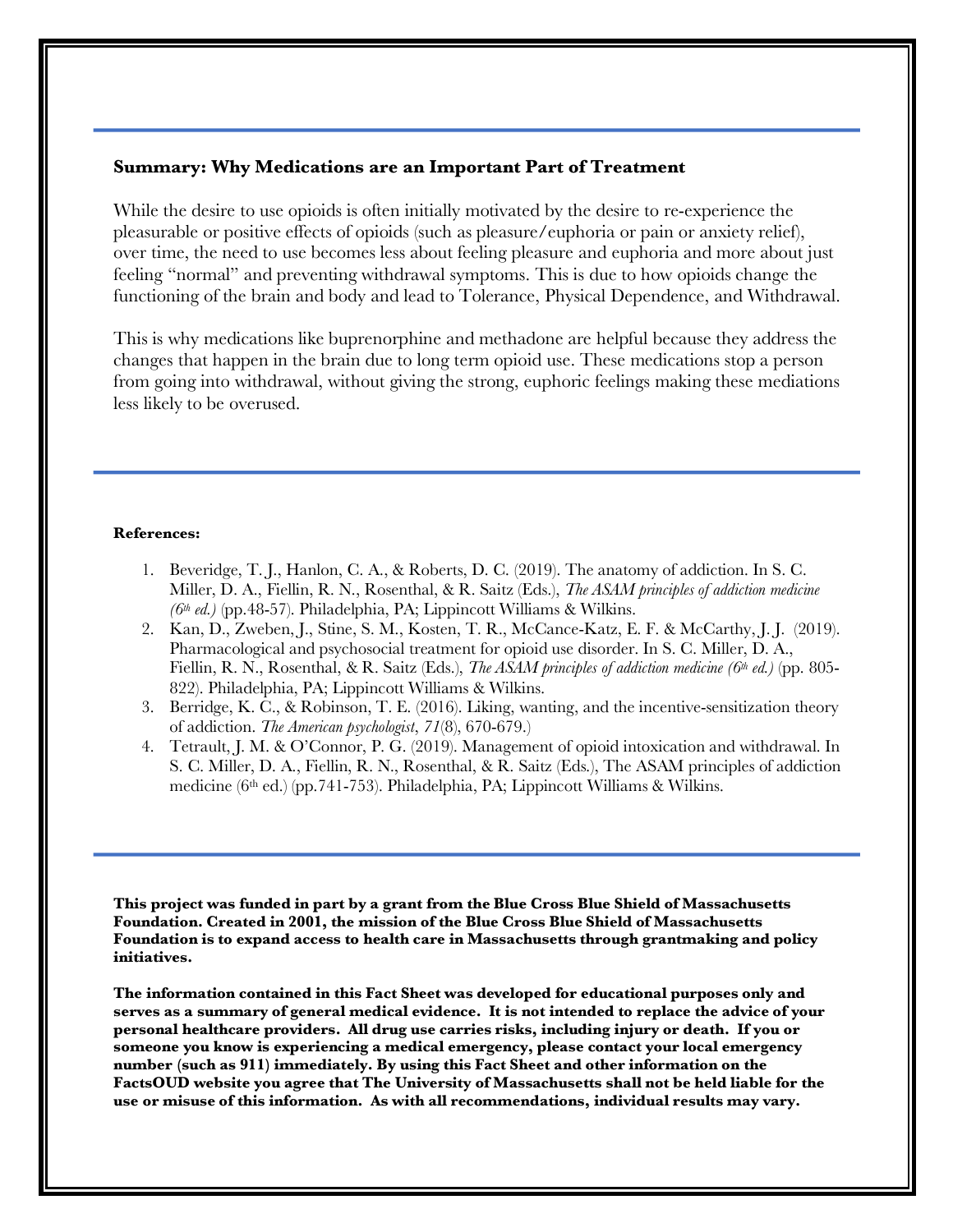**Summary: Why Medications are an Important Part of Treatment**

While the desire to use opioids is often initially motivated by the desire to re-experience the pleasurable or positive effects of opioids (such as pleasure/euphoria or pain or anxiety relief), over time, the need to use becomes less about feeling pleasure and euphoria and more about just feeling "normal" and preventing withdrawal symptoms. This is due to how opioids change the functioning of the brain and body and lead to Tolerance, Physical Dependence, and Withdrawal.

This is why medications like buprenorphine and methadone are helpful because they address the changes that happen in the brain due to long term opioid use. These medications stop a person from going into withdrawal, without giving the strong, euphoric feelings making these mediations less likely to be overused.

---

**References:**

1. Beveridge, T. J., Hanlon, C. A., & Roberts, D. C. (2019). The anatomy of addiction. In S. C. Miller, D. A., Fiellin, R. N., Rosenthal, & R. Saitz (Eds.), *The ASAM principles of addiction medicine (6th ed.)* (pp.48-57). Philadelphia, PA; Lippincott Williams & Wilkins.
2. Kan, D., Zweben, J., Stine, S. M., Kosten, T. R., McCance-Katz, E. F. & McCarthy, J. J. (2019). Pharmacological and psychosocial treatment for opioid use disorder. In S. C. Miller, D. A., Fiellin, R. N., Rosenthal, & R. Saitz (Eds.), *The ASAM principles of addiction medicine (6th ed.)* (pp. 805-822). Philadelphia, PA; Lippincott Williams & Wilkins.
3. Berridge, K. C., & Robinson, T. E. (2016). Liking, wanting, and the incentive-sensitization theory of addiction. *The American psychologist*, *71*(8), 670-679.)
4. Tetrault, J. M. & O'Connor, P. G. (2019). Management of opioid intoxication and withdrawal. In S. C. Miller, D. A., Fiellin, R. N., Rosenthal, & R. Saitz (Eds.), The ASAM principles of addiction medicine (6th ed.) (pp.741-753). Philadelphia, PA; Lippincott Williams & Wilkins.

---

**This project was funded in part by a grant from the Blue Cross Blue Shield of Massachusetts Foundation. Created in 2001, the mission of the Blue Cross Blue Shield of Massachusetts Foundation is to expand access to health care in Massachusetts through grantmaking and policy initiatives.**

**The information contained in this Fact Sheet was developed for educational purposes only and serves as a summary of general medical evidence. It is not intended to replace the advice of your personal healthcare providers. All drug use carries risks, including injury or death. If you or someone you know is experiencing a medical emergency, please contact your local emergency number (such as 911) immediately. By using this Fact Sheet and other information on the FactsOUD website you agree that The University of Massachusetts shall not be held liable for the use or misuse of this information. As with all recommendations, individual results may vary.**